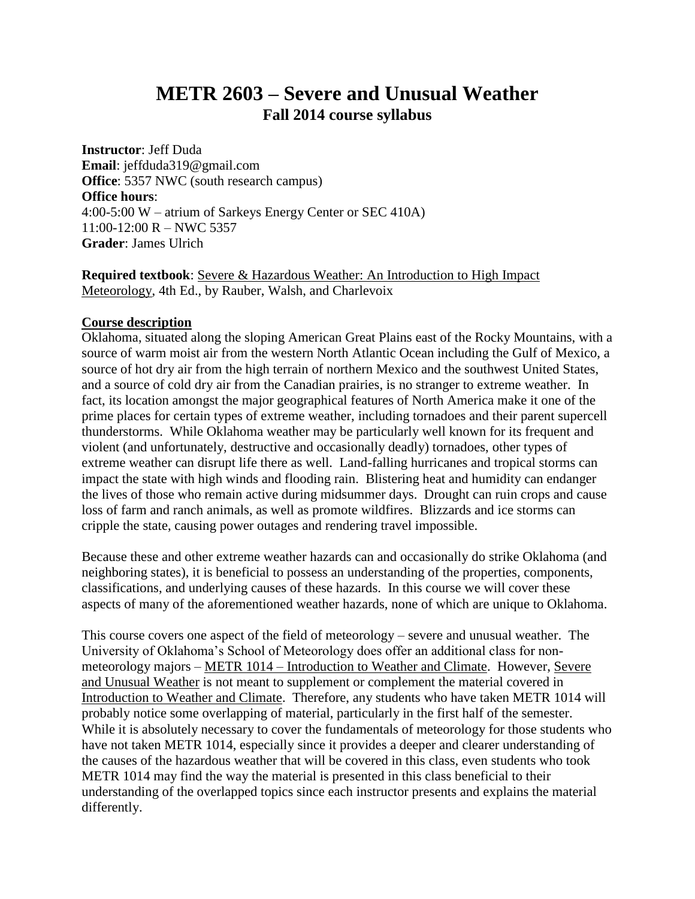# METR 2603 – Severe and Unusual Weather

## Fall 2014 course syllabus

**Instructor**: Jeff Duda
**Email**: jeffduda319@gmail.com
**Office**: 5357 NWC (south research campus)
**Office hours**:
4:00-5:00 W – atrium of Sarkeys Energy Center or SEC 410A)
11:00-12:00 R – NWC 5357
**Grader**: James Ulrich

**Required textbook**: Severe & Hazardous Weather: An Introduction to High Impact Meteorology, 4th Ed., by Rauber, Walsh, and Charlevoix

### Course description

Oklahoma, situated along the sloping American Great Plains east of the Rocky Mountains, with a source of warm moist air from the western North Atlantic Ocean including the Gulf of Mexico, a source of hot dry air from the high terrain of northern Mexico and the southwest United States, and a source of cold dry air from the Canadian prairies, is no stranger to extreme weather. In fact, its location amongst the major geographical features of North America make it one of the prime places for certain types of extreme weather, including tornadoes and their parent supercell thunderstorms. While Oklahoma weather may be particularly well known for its frequent and violent (and unfortunately, destructive and occasionally deadly) tornadoes, other types of extreme weather can disrupt life there as well. Land-falling hurricanes and tropical storms can impact the state with high winds and flooding rain. Blistering heat and humidity can endanger the lives of those who remain active during midsummer days. Drought can ruin crops and cause loss of farm and ranch animals, as well as promote wildfires. Blizzards and ice storms can cripple the state, causing power outages and rendering travel impossible.

Because these and other extreme weather hazards can and occasionally do strike Oklahoma (and neighboring states), it is beneficial to possess an understanding of the properties, components, classifications, and underlying causes of these hazards. In this course we will cover these aspects of many of the aforementioned weather hazards, none of which are unique to Oklahoma.

This course covers one aspect of the field of meteorology – severe and unusual weather. The University of Oklahoma's School of Meteorology does offer an additional class for non-meteorology majors – METR 1014 – Introduction to Weather and Climate. However, Severe and Unusual Weather is not meant to supplement or complement the material covered in Introduction to Weather and Climate. Therefore, any students who have taken METR 1014 will probably notice some overlapping of material, particularly in the first half of the semester. While it is absolutely necessary to cover the fundamentals of meteorology for those students who have not taken METR 1014, especially since it provides a deeper and clearer understanding of the causes of the hazardous weather that will be covered in this class, even students who took METR 1014 may find the way the material is presented in this class beneficial to their understanding of the overlapped topics since each instructor presents and explains the material differently.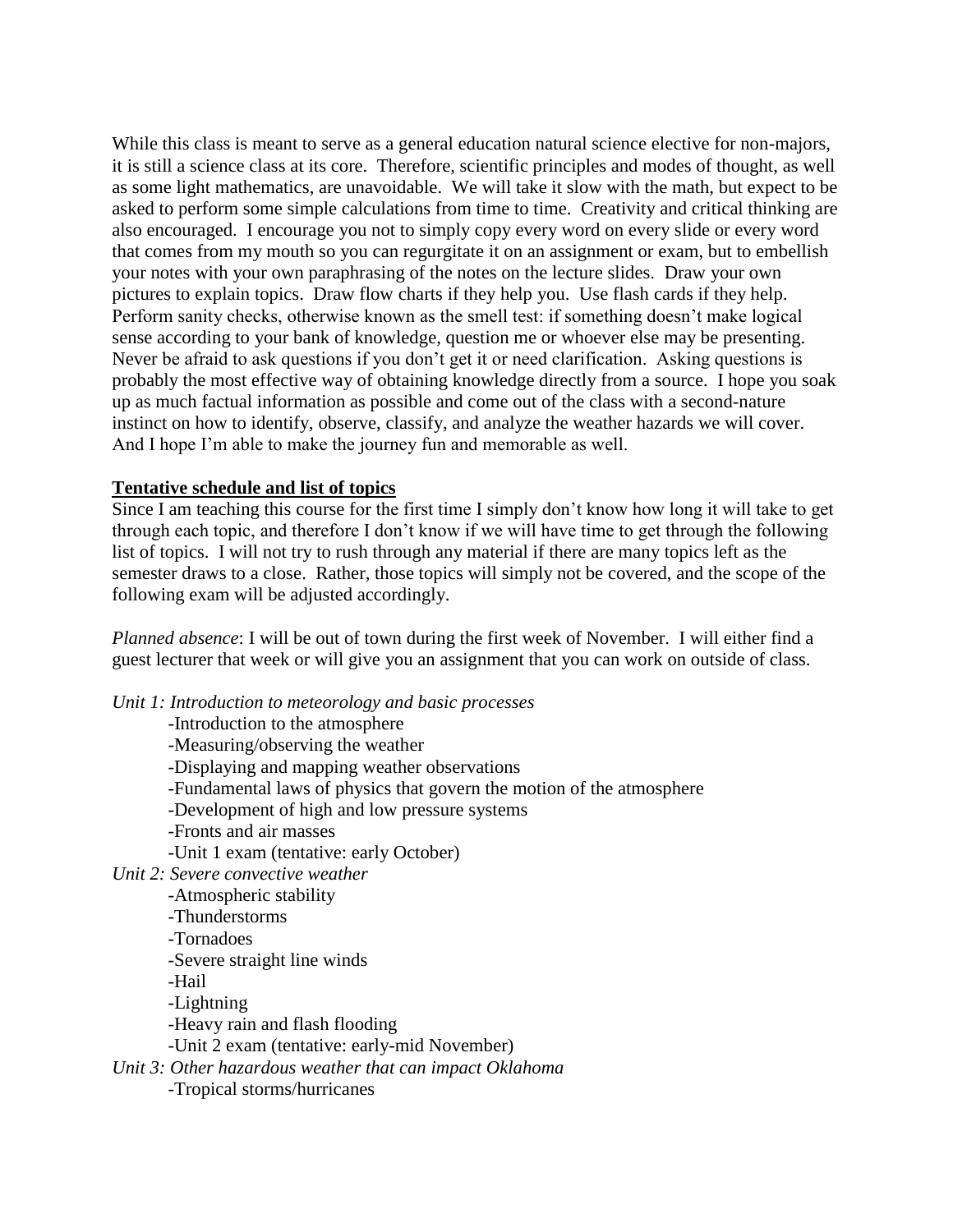While this class is meant to serve as a general education natural science elective for non-majors, it is still a science class at its core. Therefore, scientific principles and modes of thought, as well as some light mathematics, are unavoidable. We will take it slow with the math, but expect to be asked to perform some simple calculations from time to time. Creativity and critical thinking are also encouraged. I encourage you not to simply copy every word on every slide or every word that comes from my mouth so you can regurgitate it on an assignment or exam, but to embellish your notes with your own paraphrasing of the notes on the lecture slides. Draw your own pictures to explain topics. Draw flow charts if they help you. Use flash cards if they help. Perform sanity checks, otherwise known as the smell test: if something doesn't make logical sense according to your bank of knowledge, question me or whoever else may be presenting. Never be afraid to ask questions if you don't get it or need clarification. Asking questions is probably the most effective way of obtaining knowledge directly from a source. I hope you soak up as much factual information as possible and come out of the class with a second-nature instinct on how to identify, observe, classify, and analyze the weather hazards we will cover. And I hope I'm able to make the journey fun and memorable as well.

**Tentative schedule and list of topics**

Since I am teaching this course for the first time I simply don't know how long it will take to get through each topic, and therefore I don't know if we will have time to get through the following list of topics. I will not try to rush through any material if there are many topics left as the semester draws to a close. Rather, those topics will simply not be covered, and the scope of the following exam will be adjusted accordingly.

*Planned absence*: I will be out of town during the first week of November. I will either find a guest lecturer that week or will give you an assignment that you can work on outside of class.

*Unit 1: Introduction to meteorology and basic processes*

- Introduction to the atmosphere
- Measuring/observing the weather
- Displaying and mapping weather observations
- Fundamental laws of physics that govern the motion of the atmosphere
- Development of high and low pressure systems
- Fronts and air masses
- Unit 1 exam (tentative: early October)

*Unit 2: Severe convective weather*

- Atmospheric stability
- Thunderstorms
- Tornadoes
- Severe straight line winds
- Hail
- Lightning
- Heavy rain and flash flooding
- Unit 2 exam (tentative: early-mid November)

*Unit 3: Other hazardous weather that can impact Oklahoma*

- Tropical storms/hurricanes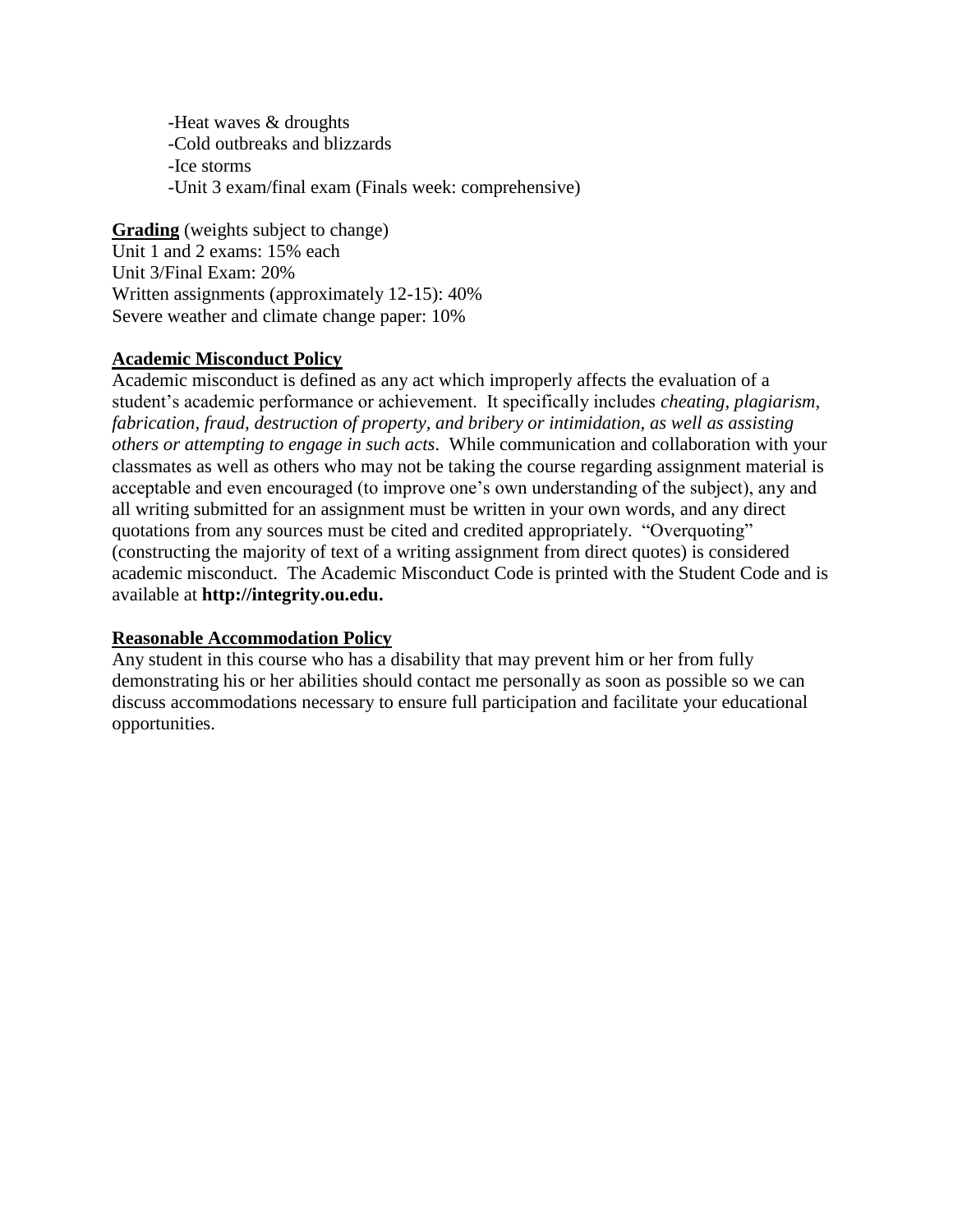-Heat waves & droughts
-Cold outbreaks and blizzards
-Ice storms
-Unit 3 exam/final exam (Finals week: comprehensive)

**Grading** (weights subject to change)
Unit 1 and 2 exams: 15% each
Unit 3/Final Exam: 20%
Written assignments (approximately 12-15): 40%
Severe weather and climate change paper: 10%

**Academic Misconduct Policy**

Academic misconduct is defined as any act which improperly affects the evaluation of a student's academic performance or achievement. It specifically includes *cheating, plagiarism, fabrication, fraud, destruction of property, and bribery or intimidation, as well as assisting others or attempting to engage in such acts*. While communication and collaboration with your classmates as well as others who may not be taking the course regarding assignment material is acceptable and even encouraged (to improve one's own understanding of the subject), any and all writing submitted for an assignment must be written in your own words, and any direct quotations from any sources must be cited and credited appropriately. "Overquoting" (constructing the majority of text of a writing assignment from direct quotes) is considered academic misconduct. The Academic Misconduct Code is printed with the Student Code and is available at **http://integrity.ou.edu.**

**Reasonable Accommodation Policy**

Any student in this course who has a disability that may prevent him or her from fully demonstrating his or her abilities should contact me personally as soon as possible so we can discuss accommodations necessary to ensure full participation and facilitate your educational opportunities.